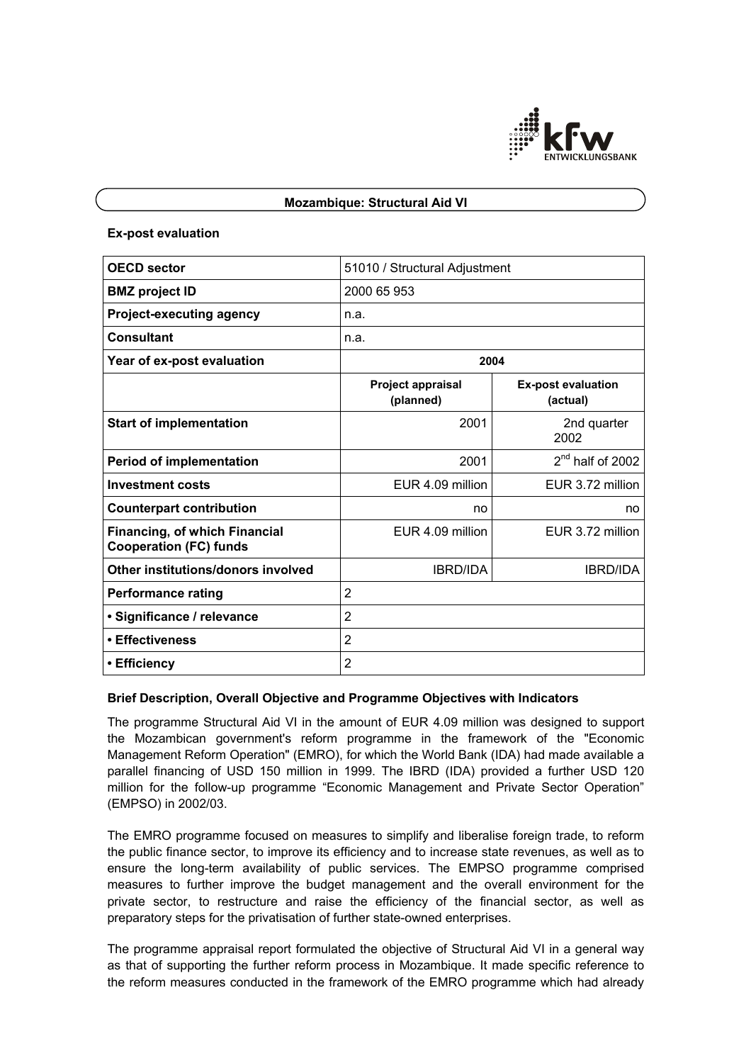# Mozambique: Structural Aid VI

**Ex-post evaluation**

| OECD sector | 51010 / Structural Adjustment | |
|---|---|---|
| **BMZ project ID** | 2000 65 953 | |
| **Project-executing agency** | n.a. | |
| **Consultant** | n.a. | |
| **Year of ex-post evaluation** | 2004 | |
| | **Project appraisal (planned)** | **Ex-post evaluation (actual)** |
| **Start of implementation** | 2001 | 2nd quarter 2002 |
| **Period of implementation** | 2001 | 2nd half of 2002 |
| **Investment costs** | EUR 4.09 million | EUR 3.72 million |
| **Counterpart contribution** | no | no |
| **Financing, of which Financial Cooperation (FC) funds** | EUR 4.09 million | EUR 3.72 million |
| **Other institutions/donors involved** | IBRD/IDA | IBRD/IDA |
| **Performance rating** | 2 | |
| **• Significance / relevance** | 2 | |
| **• Effectiveness** | 2 | |
| **• Efficiency** | 2 | |

**Brief Description, Overall Objective and Programme Objectives with Indicators**

The programme Structural Aid VI in the amount of EUR 4.09 million was designed to support the Mozambican government's reform programme in the framework of the "Economic Management Reform Operation" (EMRO), for which the World Bank (IDA) had made available a parallel financing of USD 150 million in 1999. The IBRD (IDA) provided a further USD 120 million for the follow-up programme "Economic Management and Private Sector Operation" (EMPSO) in 2002/03.

The EMRO programme focused on measures to simplify and liberalise foreign trade, to reform the public finance sector, to improve its efficiency and to increase state revenues, as well as to ensure the long-term availability of public services. The EMPSO programme comprised measures to further improve the budget management and the overall environment for the private sector, to restructure and raise the efficiency of the financial sector, as well as preparatory steps for the privatisation of further state-owned enterprises.

The programme appraisal report formulated the objective of Structural Aid VI in a general way as that of supporting the further reform process in Mozambique. It made specific reference to the reform measures conducted in the framework of the EMRO programme which had already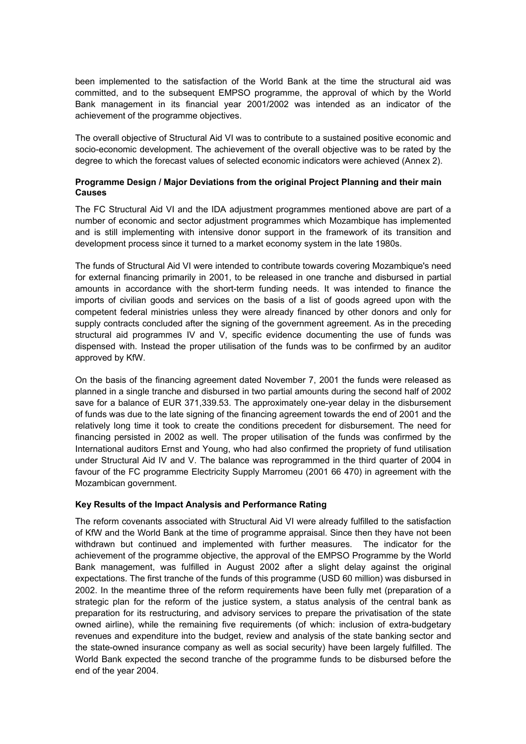been implemented to the satisfaction of the World Bank at the time the structural aid was committed, and to the subsequent EMPSO programme, the approval of which by the World Bank management in its financial year 2001/2002 was intended as an indicator of the achievement of the programme objectives.

The overall objective of Structural Aid VI was to contribute to a sustained positive economic and socio-economic development. The achievement of the overall objective was to be rated by the degree to which the forecast values of selected economic indicators were achieved (Annex 2).

**Programme Design / Major Deviations from the original Project Planning and their main Causes**

The FC Structural Aid VI and the IDA adjustment programmes mentioned above are part of a number of economic and sector adjustment programmes which Mozambique has implemented and is still implementing with intensive donor support in the framework of its transition and development process since it turned to a market economy system in the late 1980s.

The funds of Structural Aid VI were intended to contribute towards covering Mozambique's need for external financing primarily in 2001, to be released in one tranche and disbursed in partial amounts in accordance with the short-term funding needs. It was intended to finance the imports of civilian goods and services on the basis of a list of goods agreed upon with the competent federal ministries unless they were already financed by other donors and only for supply contracts concluded after the signing of the government agreement. As in the preceding structural aid programmes IV and V, specific evidence documenting the use of funds was dispensed with. Instead the proper utilisation of the funds was to be confirmed by an auditor approved by KfW.

On the basis of the financing agreement dated November 7, 2001 the funds were released as planned in a single tranche and disbursed in two partial amounts during the second half of 2002 save for a balance of EUR 371,339.53. The approximately one-year delay in the disbursement of funds was due to the late signing of the financing agreement towards the end of 2001 and the relatively long time it took to create the conditions precedent for disbursement. The need for financing persisted in 2002 as well. The proper utilisation of the funds was confirmed by the International auditors Ernst and Young, who had also confirmed the propriety of fund utilisation under Structural Aid IV and V. The balance was reprogrammed in the third quarter of 2004 in favour of the FC programme Electricity Supply Marromeu (2001 66 470) in agreement with the Mozambican government.

**Key Results of the Impact Analysis and Performance Rating**

The reform covenants associated with Structural Aid VI were already fulfilled to the satisfaction of KfW and the World Bank at the time of programme appraisal. Since then they have not been withdrawn but continued and implemented with further measures. The indicator for the achievement of the programme objective, the approval of the EMPSO Programme by the World Bank management, was fulfilled in August 2002 after a slight delay against the original expectations. The first tranche of the funds of this programme (USD 60 million) was disbursed in 2002. In the meantime three of the reform requirements have been fully met (preparation of a strategic plan for the reform of the justice system, a status analysis of the central bank as preparation for its restructuring, and advisory services to prepare the privatisation of the state owned airline), while the remaining five requirements (of which: inclusion of extra-budgetary revenues and expenditure into the budget, review and analysis of the state banking sector and the state-owned insurance company as well as social security) have been largely fulfilled. The World Bank expected the second tranche of the programme funds to be disbursed before the end of the year 2004.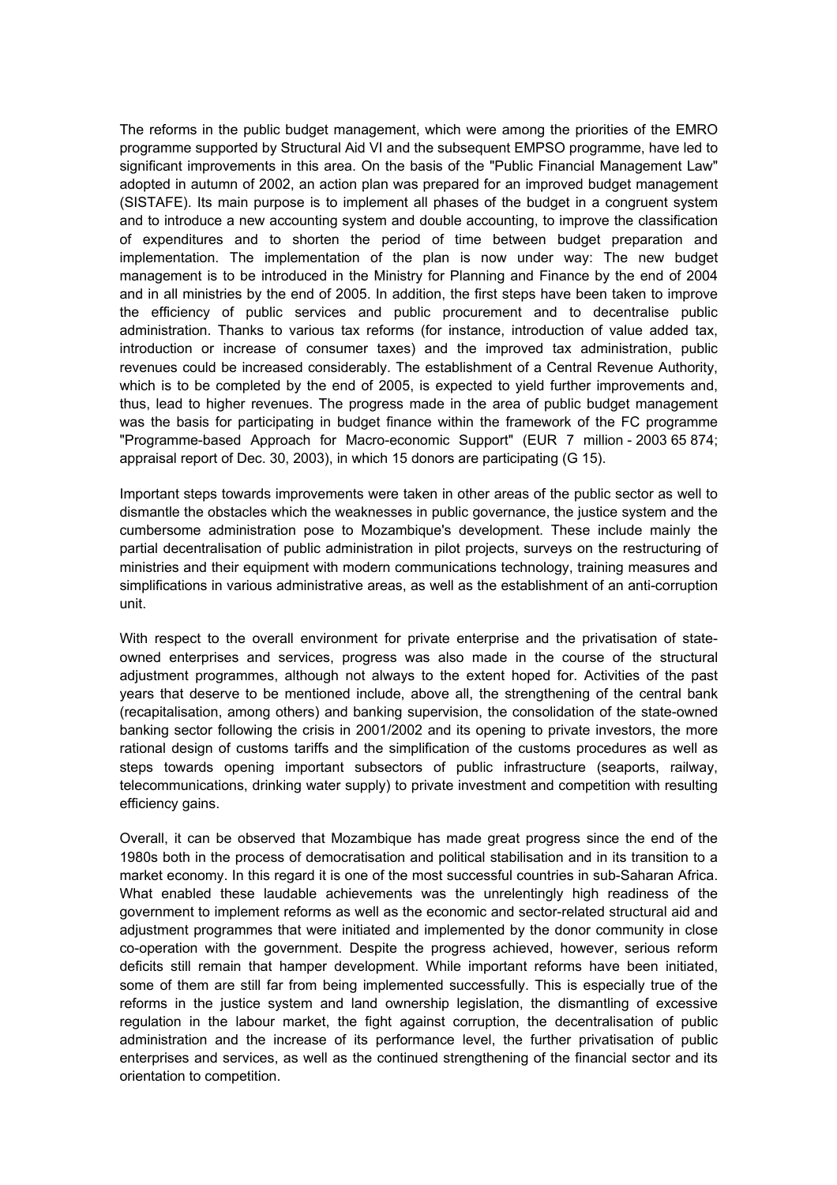The reforms in the public budget management, which were among the priorities of the EMRO programme supported by Structural Aid VI and the subsequent EMPSO programme, have led to significant improvements in this area. On the basis of the "Public Financial Management Law" adopted in autumn of 2002, an action plan was prepared for an improved budget management (SISTAFE). Its main purpose is to implement all phases of the budget in a congruent system and to introduce a new accounting system and double accounting, to improve the classification of expenditures and to shorten the period of time between budget preparation and implementation. The implementation of the plan is now under way: The new budget management is to be introduced in the Ministry for Planning and Finance by the end of 2004 and in all ministries by the end of 2005. In addition, the first steps have been taken to improve the efficiency of public services and public procurement and to decentralise public administration. Thanks to various tax reforms (for instance, introduction of value added tax, introduction or increase of consumer taxes) and the improved tax administration, public revenues could be increased considerably. The establishment of a Central Revenue Authority, which is to be completed by the end of 2005, is expected to yield further improvements and, thus, lead to higher revenues. The progress made in the area of public budget management was the basis for participating in budget finance within the framework of the FC programme "Programme-based Approach for Macro-economic Support" (EUR 7 million - 2003 65 874; appraisal report of Dec. 30, 2003), in which 15 donors are participating (G 15).

Important steps towards improvements were taken in other areas of the public sector as well to dismantle the obstacles which the weaknesses in public governance, the justice system and the cumbersome administration pose to Mozambique's development. These include mainly the partial decentralisation of public administration in pilot projects, surveys on the restructuring of ministries and their equipment with modern communications technology, training measures and simplifications in various administrative areas, as well as the establishment of an anti-corruption unit.

With respect to the overall environment for private enterprise and the privatisation of state-owned enterprises and services, progress was also made in the course of the structural adjustment programmes, although not always to the extent hoped for. Activities of the past years that deserve to be mentioned include, above all, the strengthening of the central bank (recapitalisation, among others) and banking supervision, the consolidation of the state-owned banking sector following the crisis in 2001/2002 and its opening to private investors, the more rational design of customs tariffs and the simplification of the customs procedures as well as steps towards opening important subsectors of public infrastructure (seaports, railway, telecommunications, drinking water supply) to private investment and competition with resulting efficiency gains.

Overall, it can be observed that Mozambique has made great progress since the end of the 1980s both in the process of democratisation and political stabilisation and in its transition to a market economy. In this regard it is one of the most successful countries in sub-Saharan Africa. What enabled these laudable achievements was the unrelentingly high readiness of the government to implement reforms as well as the economic and sector-related structural aid and adjustment programmes that were initiated and implemented by the donor community in close co-operation with the government. Despite the progress achieved, however, serious reform deficits still remain that hamper development. While important reforms have been initiated, some of them are still far from being implemented successfully. This is especially true of the reforms in the justice system and land ownership legislation, the dismantling of excessive regulation in the labour market, the fight against corruption, the decentralisation of public administration and the increase of its performance level, the further privatisation of public enterprises and services, as well as the continued strengthening of the financial sector and its orientation to competition.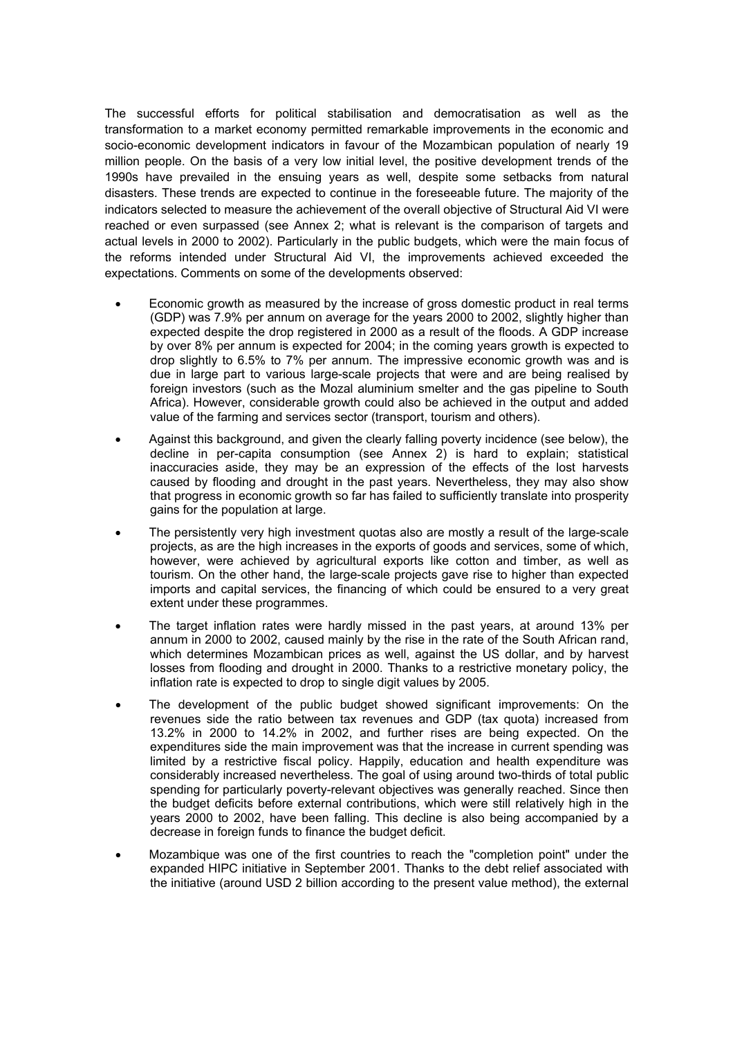The successful efforts for political stabilisation and democratisation as well as the transformation to a market economy permitted remarkable improvements in the economic and socio-economic development indicators in favour of the Mozambican population of nearly 19 million people. On the basis of a very low initial level, the positive development trends of the 1990s have prevailed in the ensuing years as well, despite some setbacks from natural disasters. These trends are expected to continue in the foreseeable future. The majority of the indicators selected to measure the achievement of the overall objective of Structural Aid VI were reached or even surpassed (see Annex 2; what is relevant is the comparison of targets and actual levels in 2000 to 2002). Particularly in the public budgets, which were the main focus of the reforms intended under Structural Aid VI, the improvements achieved exceeded the expectations. Comments on some of the developments observed:

- Economic growth as measured by the increase of gross domestic product in real terms (GDP) was 7.9% per annum on average for the years 2000 to 2002, slightly higher than expected despite the drop registered in 2000 as a result of the floods. A GDP increase by over 8% per annum is expected for 2004; in the coming years growth is expected to drop slightly to 6.5% to 7% per annum. The impressive economic growth was and is due in large part to various large-scale projects that were and are being realised by foreign investors (such as the Mozal aluminium smelter and the gas pipeline to South Africa). However, considerable growth could also be achieved in the output and added value of the farming and services sector (transport, tourism and others).
- Against this background, and given the clearly falling poverty incidence (see below), the decline in per-capita consumption (see Annex 2) is hard to explain; statistical inaccuracies aside, they may be an expression of the effects of the lost harvests caused by flooding and drought in the past years. Nevertheless, they may also show that progress in economic growth so far has failed to sufficiently translate into prosperity gains for the population at large.
- The persistently very high investment quotas also are mostly a result of the large-scale projects, as are the high increases in the exports of goods and services, some of which, however, were achieved by agricultural exports like cotton and timber, as well as tourism. On the other hand, the large-scale projects gave rise to higher than expected imports and capital services, the financing of which could be ensured to a very great extent under these programmes.
- The target inflation rates were hardly missed in the past years, at around 13% per annum in 2000 to 2002, caused mainly by the rise in the rate of the South African rand, which determines Mozambican prices as well, against the US dollar, and by harvest losses from flooding and drought in 2000. Thanks to a restrictive monetary policy, the inflation rate is expected to drop to single digit values by 2005.
- The development of the public budget showed significant improvements: On the revenues side the ratio between tax revenues and GDP (tax quota) increased from 13.2% in 2000 to 14.2% in 2002, and further rises are being expected. On the expenditures side the main improvement was that the increase in current spending was limited by a restrictive fiscal policy. Happily, education and health expenditure was considerably increased nevertheless. The goal of using around two-thirds of total public spending for particularly poverty-relevant objectives was generally reached. Since then the budget deficits before external contributions, which were still relatively high in the years 2000 to 2002, have been falling. This decline is also being accompanied by a decrease in foreign funds to finance the budget deficit.
- Mozambique was one of the first countries to reach the "completion point" under the expanded HIPC initiative in September 2001. Thanks to the debt relief associated with the initiative (around USD 2 billion according to the present value method), the external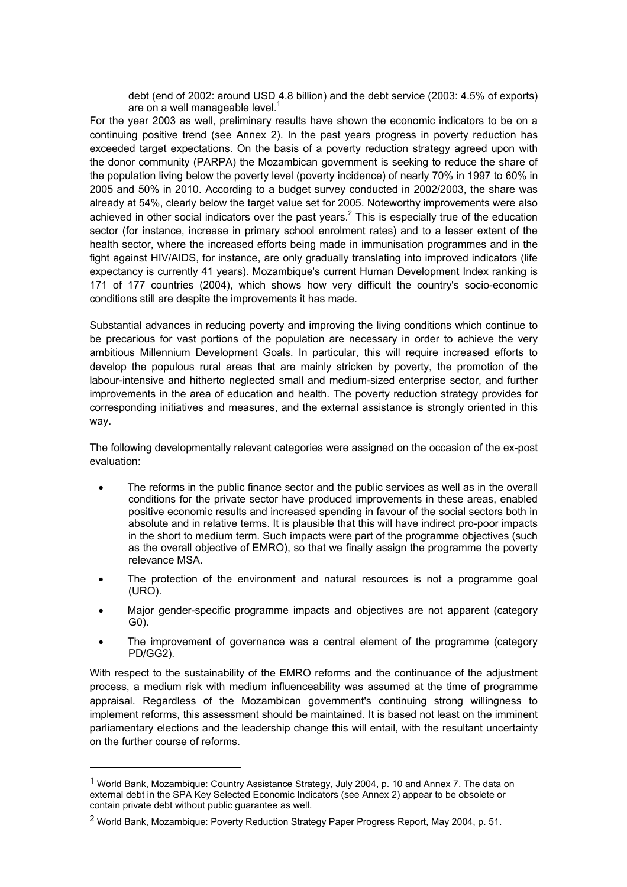debt (end of 2002: around USD 4.8 billion) and the debt service (2003: 4.5% of exports) are on a well manageable level.[1]

For the year 2003 as well, preliminary results have shown the economic indicators to be on a continuing positive trend (see Annex 2). In the past years progress in poverty reduction has exceeded target expectations. On the basis of a poverty reduction strategy agreed upon with the donor community (PARPA) the Mozambican government is seeking to reduce the share of the population living below the poverty level (poverty incidence) of nearly 70% in 1997 to 60% in 2005 and 50% in 2010. According to a budget survey conducted in 2002/2003, the share was already at 54%, clearly below the target value set for 2005. Noteworthy improvements were also achieved in other social indicators over the past years.[2] This is especially true of the education sector (for instance, increase in primary school enrolment rates) and to a lesser extent of the health sector, where the increased efforts being made in immunisation programmes and in the fight against HIV/AIDS, for instance, are only gradually translating into improved indicators (life expectancy is currently 41 years). Mozambique's current Human Development Index ranking is 171 of 177 countries (2004), which shows how very difficult the country's socio-economic conditions still are despite the improvements it has made.

Substantial advances in reducing poverty and improving the living conditions which continue to be precarious for vast portions of the population are necessary in order to achieve the very ambitious Millennium Development Goals. In particular, this will require increased efforts to develop the populous rural areas that are mainly stricken by poverty, the promotion of the labour-intensive and hitherto neglected small and medium-sized enterprise sector, and further improvements in the area of education and health. The poverty reduction strategy provides for corresponding initiatives and measures, and the external assistance is strongly oriented in this way.

The following developmentally relevant categories were assigned on the occasion of the ex-post evaluation:

- The reforms in the public finance sector and the public services as well as in the overall conditions for the private sector have produced improvements in these areas, enabled positive economic results and increased spending in favour of the social sectors both in absolute and in relative terms. It is plausible that this will have indirect pro-poor impacts in the short to medium term. Such impacts were part of the programme objectives (such as the overall objective of EMRO), so that we finally assign the programme the poverty relevance MSA.
- The protection of the environment and natural resources is not a programme goal (URO).
- Major gender-specific programme impacts and objectives are not apparent (category G0).
- The improvement of governance was a central element of the programme (category PD/GG2).

With respect to the sustainability of the EMRO reforms and the continuance of the adjustment process, a medium risk with medium influenceability was assumed at the time of programme appraisal. Regardless of the Mozambican government's continuing strong willingness to implement reforms, this assessment should be maintained. It is based not least on the imminent parliamentary elections and the leadership change this will entail, with the resultant uncertainty on the further course of reforms.

---

[1] World Bank, Mozambique: Country Assistance Strategy, July 2004, p. 10 and Annex 7. The data on external debt in the SPA Key Selected Economic Indicators (see Annex 2) appear to be obsolete or contain private debt without public guarantee as well.

[2] World Bank, Mozambique: Poverty Reduction Strategy Paper Progress Report, May 2004, p. 51.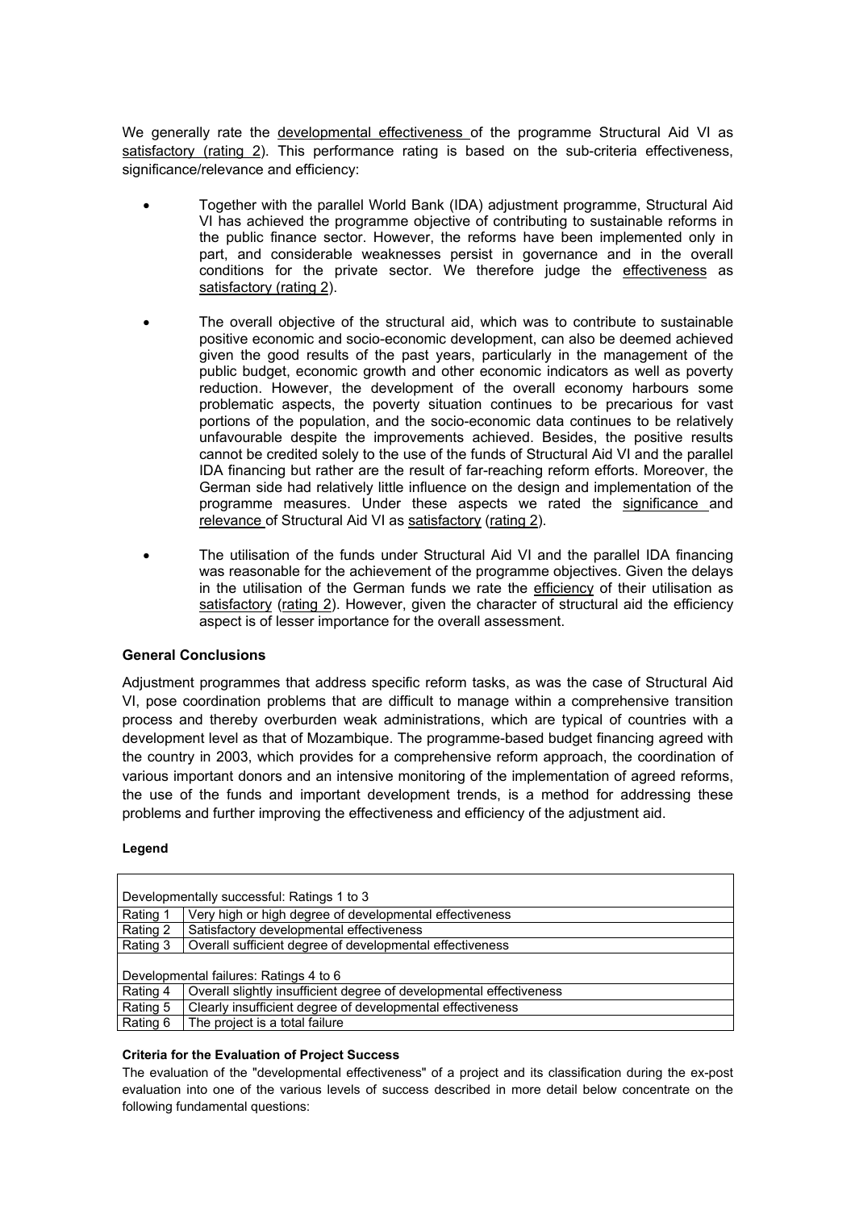We generally rate the developmental effectiveness of the programme Structural Aid VI as satisfactory (rating 2). This performance rating is based on the sub-criteria effectiveness, significance/relevance and efficiency:

- Together with the parallel World Bank (IDA) adjustment programme, Structural Aid VI has achieved the programme objective of contributing to sustainable reforms in the public finance sector. However, the reforms have been implemented only in part, and considerable weaknesses persist in governance and in the overall conditions for the private sector. We therefore judge the effectiveness as satisfactory (rating 2).
- The overall objective of the structural aid, which was to contribute to sustainable positive economic and socio-economic development, can also be deemed achieved given the good results of the past years, particularly in the management of the public budget, economic growth and other economic indicators as well as poverty reduction. However, the development of the overall economy harbours some problematic aspects, the poverty situation continues to be precarious for vast portions of the population, and the socio-economic data continues to be relatively unfavourable despite the improvements achieved. Besides, the positive results cannot be credited solely to the use of the funds of Structural Aid VI and the parallel IDA financing but rather are the result of far-reaching reform efforts. Moreover, the German side had relatively little influence on the design and implementation of the programme measures. Under these aspects we rated the significance and relevance of Structural Aid VI as satisfactory (rating 2).
- The utilisation of the funds under Structural Aid VI and the parallel IDA financing was reasonable for the achievement of the programme objectives. Given the delays in the utilisation of the German funds we rate the efficiency of their utilisation as satisfactory (rating 2). However, given the character of structural aid the efficiency aspect is of lesser importance for the overall assessment.

### General Conclusions

Adjustment programmes that address specific reform tasks, as was the case of Structural Aid VI, pose coordination problems that are difficult to manage within a comprehensive transition process and thereby overburden weak administrations, which are typical of countries with a development level as that of Mozambique. The programme-based budget financing agreed with the country in 2003, which provides for a comprehensive reform approach, the coordination of various important donors and an intensive monitoring of the implementation of agreed reforms, the use of the funds and important development trends, is a method for addressing these problems and further improving the effectiveness and efficiency of the adjustment aid.

#### Legend

| Developmentally successful: Ratings 1 to 3 | |
|---|---|
| Rating 1 | Very high or high degree of developmental effectiveness |
| Rating 2 | Satisfactory developmental effectiveness |
| Rating 3 | Overall sufficient degree of developmental effectiveness |
| Developmental failures: Ratings 4 to 6 | |
| Rating 4 | Overall slightly insufficient degree of developmental effectiveness |
| Rating 5 | Clearly insufficient degree of developmental effectiveness |
| Rating 6 | The project is a total failure |

#### Criteria for the Evaluation of Project Success

The evaluation of the "developmental effectiveness" of a project and its classification during the ex-post evaluation into one of the various levels of success described in more detail below concentrate on the following fundamental questions: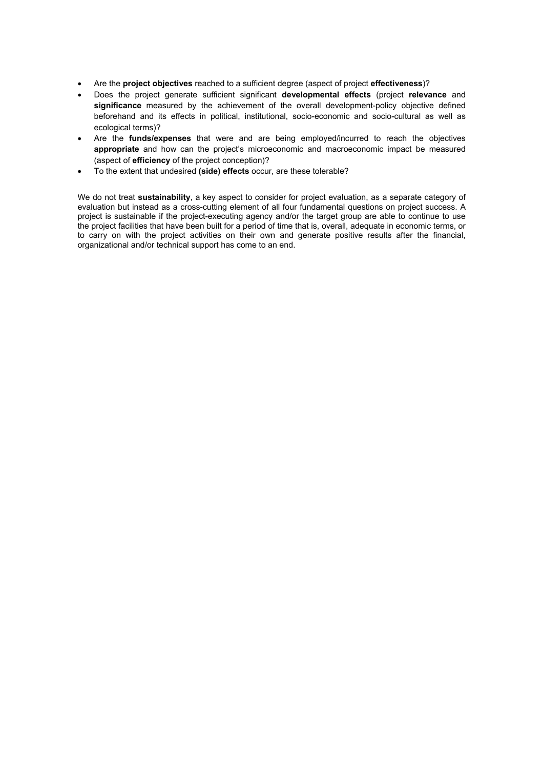- Are the **project objectives** reached to a sufficient degree (aspect of project **effectiveness**)?
- Does the project generate sufficient significant **developmental effects** (project **relevance** and **significance** measured by the achievement of the overall development-policy objective defined beforehand and its effects in political, institutional, socio-economic and socio-cultural as well as ecological terms)?
- Are the **funds/expenses** that were and are being employed/incurred to reach the objectives **appropriate** and how can the project's microeconomic and macroeconomic impact be measured (aspect of **efficiency** of the project conception)?
- To the extent that undesired **(side) effects** occur, are these tolerable?

We do not treat **sustainability**, a key aspect to consider for project evaluation, as a separate category of evaluation but instead as a cross-cutting element of all four fundamental questions on project success. A project is sustainable if the project-executing agency and/or the target group are able to continue to use the project facilities that have been built for a period of time that is, overall, adequate in economic terms, or to carry on with the project activities on their own and generate positive results after the financial, organizational and/or technical support has come to an end.